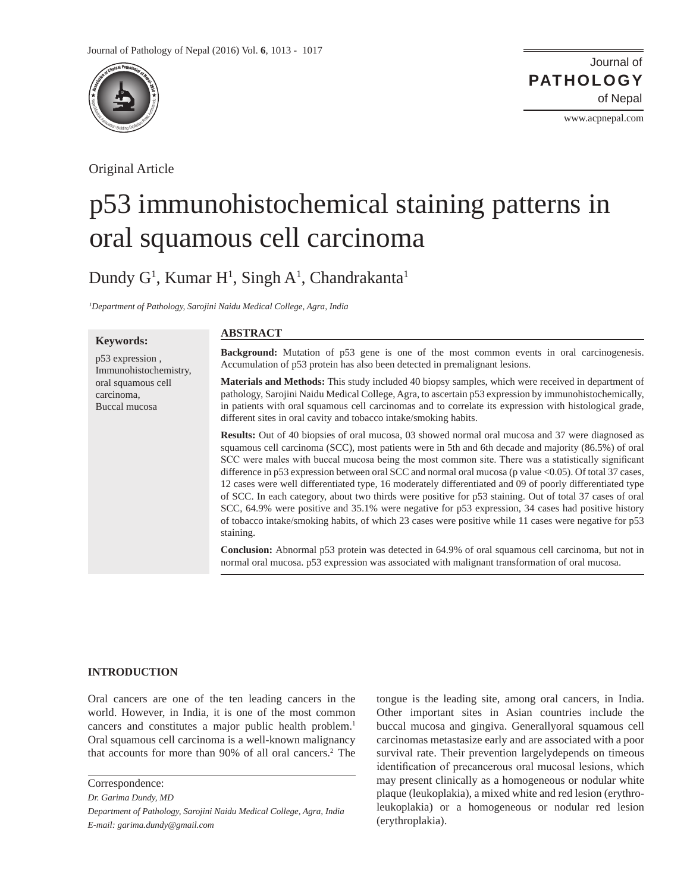Original Article

# p53 immunohistochemical staining patterns in oral squamous cell carcinoma

Dundy G[1], Kumar H[1], Singh A[1], Chandrakanta[1]

[1]*Department of Pathology, Sarojini Naidu Medical College, Agra, India*

**Keywords:**

p53 expression, Immunohistochemistry, oral squamous cell carcinoma, Buccal mucosa

## ABSTRACT

**Background:** Mutation of p53 gene is one of the most common events in oral carcinogenesis. Accumulation of p53 protein has also been detected in premalignant lesions.

**Materials and Methods:** This study included 40 biopsy samples, which were received in department of pathology, Sarojini Naidu Medical College, Agra, to ascertain p53 expression by immunohistochemically, in patients with oral squamous cell carcinomas and to correlate its expression with histological grade, different sites in oral cavity and tobacco intake/smoking habits.

**Results:** Out of 40 biopsies of oral mucosa, 03 showed normal oral mucosa and 37 were diagnosed as squamous cell carcinoma (SCC), most patients were in 5th and 6th decade and majority (86.5%) of oral SCC were males with buccal mucosa being the most common site. There was a statistically significant difference in p53 expression between oral SCC and normal oral mucosa (p value $<0.05$). Of total 37 cases, 12 cases were well differentiated type, 16 moderately differentiated and 09 of poorly differentiated type of SCC. In each category, about two thirds were positive for p53 staining. Out of total 37 cases of oral SCC, 64.9% were positive and 35.1% were negative for p53 expression, 34 cases had positive history of tobacco intake/smoking habits, of which 23 cases were positive while 11 cases were negative for p53 staining.

**Conclusion:** Abnormal p53 protein was detected in 64.9% of oral squamous cell carcinoma, but not in normal oral mucosa. p53 expression was associated with malignant transformation of oral mucosa.

## INTRODUCTION

Oral cancers are one of the ten leading cancers in the world. However, in India, it is one of the most common cancers and constitutes a major public health problem.[1] Oral squamous cell carcinoma is a well-known malignancy that accounts for more than 90% of all oral cancers.[2] The tongue is the leading site, among oral cancers, in India. Other important sites in Asian countries include the buccal mucosa and gingiva. Generallyoral squamous cell carcinomas metastasize early and are associated with a poor survival rate. Their prevention largelydepends on timeous identification of precancerous oral mucosal lesions, which may present clinically as a homogeneous or nodular white plaque (leukoplakia), a mixed white and red lesion (erythro-leukoplakia) or a homogeneous or nodular red lesion (erythroplakia).

Correspondence:

*Dr. Garima Dundy, MD*

*Department of Pathology, Sarojini Naidu Medical College, Agra, India*

*E-mail: garima.dundy@gmail.com*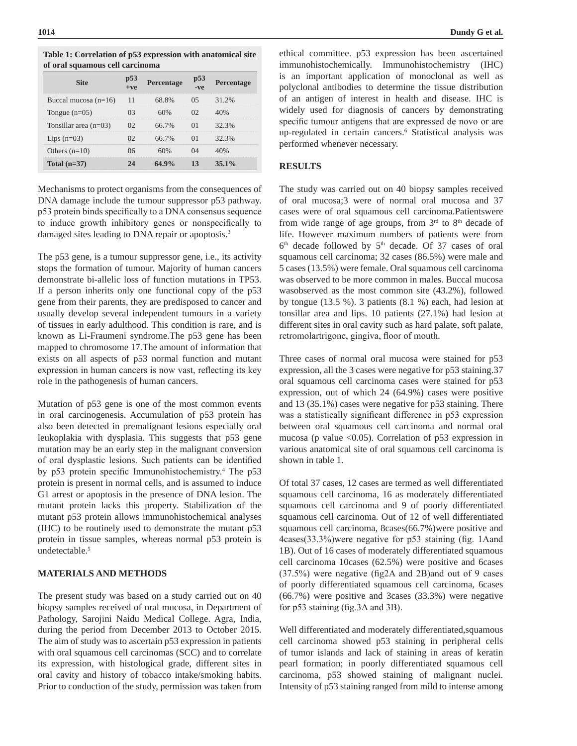**Table 1: Correlation of p53 expression with anatomical site of oral squamous cell carcinoma**

| Site | p53 +ve | Percentage | p53 -ve | Percentage |
|---|---|---|---|---|
| Buccal mucosa (n=16) | 11 | 68.8% | 05 | 31.2% |
| Tongue (n=05) | 03 | 60% | 02 | 40% |
| Tonsillar area (n=03) | 02 | 66.7% | 01 | 32.3% |
| Lips (n=03) | 02 | 66.7% | 01 | 32.3% |
| Others (n=10) | 06 | 60% | 04 | 40% |
| **Total (n=37)** | **24** | **64.9%** | **13** | **35.1%** |

Mechanisms to protect organisms from the consequences of DNA damage include the tumour suppressor p53 pathway. p53 protein binds specifically to a DNA consensus sequence to induce growth inhibitory genes or nonspecifically to damaged sites leading to DNA repair or apoptosis.[3]

The p53 gene, is a tumour suppressor gene, i.e., its activity stops the formation of tumour. Majority of human cancers demonstrate bi-allelic loss of function mutations in TP53. If a person inherits only one functional copy of the p53 gene from their parents, they are predisposed to cancer and usually develop several independent tumours in a variety of tissues in early adulthood. This condition is rare, and is known as Li-Fraumeni syndrome.The p53 gene has been mapped to chromosome 17.The amount of information that exists on all aspects of p53 normal function and mutant expression in human cancers is now vast, reflecting its key role in the pathogenesis of human cancers.

Mutation of p53 gene is one of the most common events in oral carcinogenesis. Accumulation of p53 protein has also been detected in premalignant lesions especially oral leukoplakia with dysplasia. This suggests that p53 gene mutation may be an early step in the malignant conversion of oral dysplastic lesions. Such patients can be identified by p53 protein specific Immunohistochemistry.[4] The p53 protein is present in normal cells, and is assumed to induce G1 arrest or apoptosis in the presence of DNA lesion. The mutant protein lacks this property. Stabilization of the mutant p53 protein allows immunohistochemical analyses (IHC) to be routinely used to demonstrate the mutant p53 protein in tissue samples, whereas normal p53 protein is undetectable.[5]

## MATERIALS AND METHODS

The present study was based on a study carried out on 40 biopsy samples received of oral mucosa, in Department of Pathology, Sarojini Naidu Medical College. Agra, India, during the period from December 2013 to October 2015. The aim of study was to ascertain p53 expression in patients with oral squamous cell carcinomas (SCC) and to correlate its expression, with histological grade, different sites in oral cavity and history of tobacco intake/smoking habits. Prior to conduction of the study, permission was taken from ethical committee. p53 expression has been ascertained immunohistochemically. Immunohistochemistry (IHC) is an important application of monoclonal as well as polyclonal antibodies to determine the tissue distribution of an antigen of interest in health and disease. IHC is widely used for diagnosis of cancers by demonstrating specific tumour antigens that are expressed de novo or are up-regulated in certain cancers.[6] Statistical analysis was performed whenever necessary.

## RESULTS

The study was carried out on 40 biopsy samples received of oral mucosa;3 were of normal oral mucosa and 37 cases were of oral squamous cell carcinoma.Patientswere from wide range of age groups, from 3rd to 8th decade of life. However maximum numbers of patients were from 6th decade followed by 5th decade. Of 37 cases of oral squamous cell carcinoma; 32 cases (86.5%) were male and 5 cases (13.5%) were female. Oral squamous cell carcinoma was observed to be more common in males. Buccal mucosa wasobserved as the most common site (43.2%), followed by tongue (13.5 %). 3 patients (8.1 %) each, had lesion at tonsillar area and lips. 10 patients (27.1%) had lesion at different sites in oral cavity such as hard palate, soft palate, retromolartrigone, gingiva, floor of mouth.

Three cases of normal oral mucosa were stained for p53 expression, all the 3 cases were negative for p53 staining.37 oral squamous cell carcinoma cases were stained for p53 expression, out of which 24 (64.9%) cases were positive and 13 (35.1%) cases were negative for p53 staining. There was a statistically significant difference in p53 expression between oral squamous cell carcinoma and normal oral mucosa (p value $<0.05$). Correlation of p53 expression in various anatomical site of oral squamous cell carcinoma is shown in table 1.

Of total 37 cases, 12 cases are termed as well differentiated squamous cell carcinoma, 16 as moderately differentiated squamous cell carcinoma and 9 of poorly differentiated squamous cell carcinoma. Out of 12 of well differentiated squamous cell carcinoma, 8cases(66.7%)were positive and 4cases(33.3%)were negative for p53 staining (fig. 1Aand 1B). Out of 16 cases of moderately differentiated squamous cell carcinoma 10cases (62.5%) were positive and 6cases (37.5%) were negative (fig2A and 2B)and out of 9 cases of poorly differentiated squamous cell carcinoma, 6cases (66.7%) were positive and 3cases (33.3%) were negative for p53 staining (fig.3A and 3B).

Well differentiated and moderately differentiated,squamous cell carcinoma showed p53 staining in peripheral cells of tumor islands and lack of staining in areas of keratin pearl formation; in poorly differentiated squamous cell carcinoma, p53 showed staining of malignant nuclei. Intensity of p53 staining ranged from mild to intense among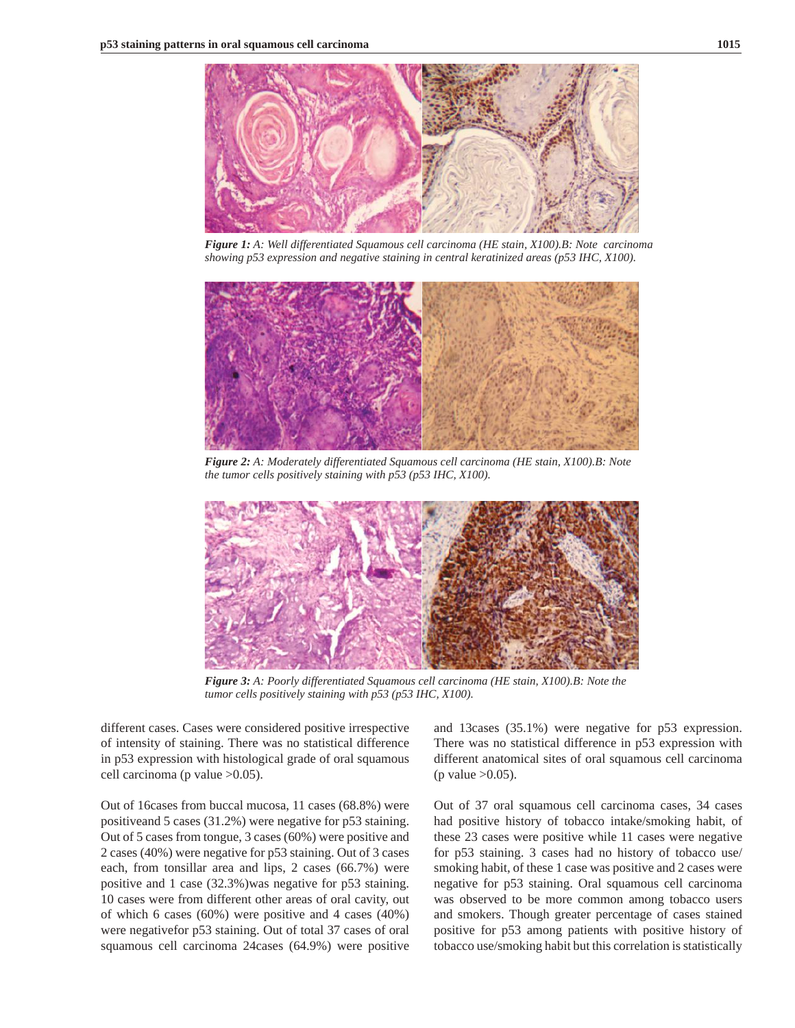*Figure 1: A: Well differentiated Squamous cell carcinoma (HE stain, X100).B: Note carcinoma showing p53 expression and negative staining in central keratinized areas (p53 IHC, X100).*

*Figure 2: A: Moderately differentiated Squamous cell carcinoma (HE stain, X100).B: Note the tumor cells positively staining with p53 (p53 IHC, X100).*

*Figure 3: A: Poorly differentiated Squamous cell carcinoma (HE stain, X100).B: Note the tumor cells positively staining with p53 (p53 IHC, X100).*

different cases. Cases were considered positive irrespective of intensity of staining. There was no statistical difference in p53 expression with histological grade of oral squamous cell carcinoma (p value >0.05).

Out of 16cases from buccal mucosa, 11 cases (68.8%) were positiveand 5 cases (31.2%) were negative for p53 staining. Out of 5 cases from tongue, 3 cases (60%) were positive and 2 cases (40%) were negative for p53 staining. Out of 3 cases each, from tonsillar area and lips, 2 cases (66.7%) were positive and 1 case (32.3%)was negative for p53 staining. 10 cases were from different other areas of oral cavity, out of which 6 cases (60%) were positive and 4 cases (40%) were negativefor p53 staining. Out of total 37 cases of oral squamous cell carcinoma 24cases (64.9%) were positive and 13cases (35.1%) were negative for p53 expression. There was no statistical difference in p53 expression with different anatomical sites of oral squamous cell carcinoma (p value >0.05).

Out of 37 oral squamous cell carcinoma cases, 34 cases had positive history of tobacco intake/smoking habit, of these 23 cases were positive while 11 cases were negative for p53 staining. 3 cases had no history of tobacco use/ smoking habit, of these 1 case was positive and 2 cases were negative for p53 staining. Oral squamous cell carcinoma was observed to be more common among tobacco users and smokers. Though greater percentage of cases stained positive for p53 among patients with positive history of tobacco use/smoking habit but this correlation is statistically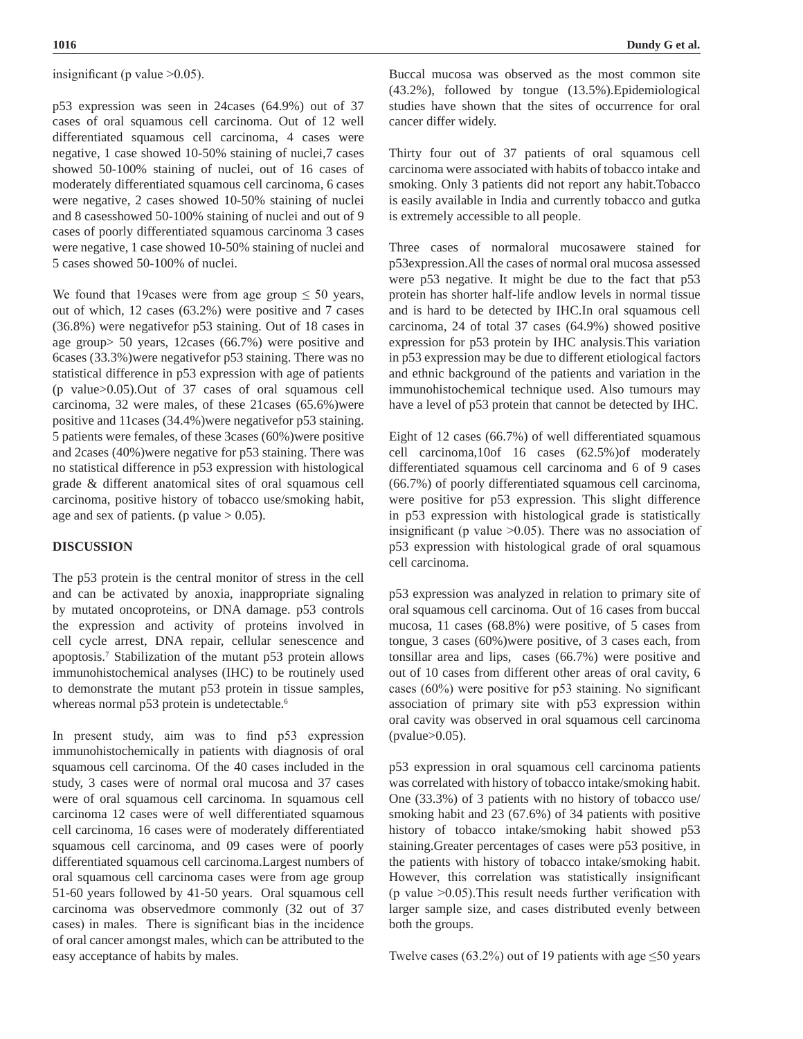insignificant (p value >0.05).

p53 expression was seen in 24cases (64.9%) out of 37 cases of oral squamous cell carcinoma. Out of 12 well differentiated squamous cell carcinoma, 4 cases were negative, 1 case showed 10-50% staining of nuclei,7 cases showed 50-100% staining of nuclei, out of 16 cases of moderately differentiated squamous cell carcinoma, 6 cases were negative, 2 cases showed 10-50% staining of nuclei and 8 casesshowed 50-100% staining of nuclei and out of 9 cases of poorly differentiated squamous carcinoma 3 cases were negative, 1 case showed 10-50% staining of nuclei and 5 cases showed 50-100% of nuclei.

We found that 19cases were from age group ≤ 50 years, out of which, 12 cases (63.2%) were positive and 7 cases (36.8%) were negativefor p53 staining. Out of 18 cases in age group> 50 years, 12cases (66.7%) were positive and 6cases (33.3%)were negativefor p53 staining. There was no statistical difference in p53 expression with age of patients (p value>0.05).Out of 37 cases of oral squamous cell carcinoma, 32 were males, of these 21cases (65.6%)were positive and 11cases (34.4%)were negativefor p53 staining. 5 patients were females, of these 3cases (60%)were positive and 2cases (40%)were negative for p53 staining. There was no statistical difference in p53 expression with histological grade & different anatomical sites of oral squamous cell carcinoma, positive history of tobacco use/smoking habit, age and sex of patients. (p value > 0.05).

## DISCUSSION

The p53 protein is the central monitor of stress in the cell and can be activated by anoxia, inappropriate signaling by mutated oncoproteins, or DNA damage. p53 controls the expression and activity of proteins involved in cell cycle arrest, DNA repair, cellular senescence and apoptosis.[7] Stabilization of the mutant p53 protein allows immunohistochemical analyses (IHC) to be routinely used to demonstrate the mutant p53 protein in tissue samples, whereas normal p53 protein is undetectable.[6]

In present study, aim was to find p53 expression immunohistochemically in patients with diagnosis of oral squamous cell carcinoma. Of the 40 cases included in the study, 3 cases were of normal oral mucosa and 37 cases were of oral squamous cell carcinoma. In squamous cell carcinoma 12 cases were of well differentiated squamous cell carcinoma, 16 cases were of moderately differentiated squamous cell carcinoma, and 09 cases were of poorly differentiated squamous cell carcinoma.Largest numbers of oral squamous cell carcinoma cases were from age group 51-60 years followed by 41-50 years. Oral squamous cell carcinoma was observedmore commonly (32 out of 37 cases) in males. There is significant bias in the incidence of oral cancer amongst males, which can be attributed to the easy acceptance of habits by males.

Buccal mucosa was observed as the most common site (43.2%), followed by tongue (13.5%).Epidemiological studies have shown that the sites of occurrence for oral cancer differ widely.

Thirty four out of 37 patients of oral squamous cell carcinoma were associated with habits of tobacco intake and smoking. Only 3 patients did not report any habit.Tobacco is easily available in India and currently tobacco and gutka is extremely accessible to all people.

Three cases of normaloral mucosawere stained for p53expression.All the cases of normal oral mucosa assessed were p53 negative. It might be due to the fact that p53 protein has shorter half-life andlow levels in normal tissue and is hard to be detected by IHC.In oral squamous cell carcinoma, 24 of total 37 cases (64.9%) showed positive expression for p53 protein by IHC analysis.This variation in p53 expression may be due to different etiological factors and ethnic background of the patients and variation in the immunohistochemical technique used. Also tumours may have a level of p53 protein that cannot be detected by IHC.

Eight of 12 cases (66.7%) of well differentiated squamous cell carcinoma,10of 16 cases (62.5%)of moderately differentiated squamous cell carcinoma and 6 of 9 cases (66.7%) of poorly differentiated squamous cell carcinoma, were positive for p53 expression. This slight difference in p53 expression with histological grade is statistically insignificant (p value >0.05). There was no association of p53 expression with histological grade of oral squamous cell carcinoma.

p53 expression was analyzed in relation to primary site of oral squamous cell carcinoma. Out of 16 cases from buccal mucosa, 11 cases (68.8%) were positive, of 5 cases from tongue, 3 cases (60%)were positive, of 3 cases each, from tonsillar area and lips, cases (66.7%) were positive and out of 10 cases from different other areas of oral cavity, 6 cases (60%) were positive for p53 staining. No significant association of primary site with p53 expression within oral cavity was observed in oral squamous cell carcinoma (pvalue>0.05).

p53 expression in oral squamous cell carcinoma patients was correlated with history of tobacco intake/smoking habit. One (33.3%) of 3 patients with no history of tobacco use/ smoking habit and 23 (67.6%) of 34 patients with positive history of tobacco intake/smoking habit showed p53 staining.Greater percentages of cases were p53 positive, in the patients with history of tobacco intake/smoking habit. However, this correlation was statistically insignificant (p value >0.05).This result needs further verification with larger sample size, and cases distributed evenly between both the groups.

Twelve cases (63.2%) out of 19 patients with age ≤50 years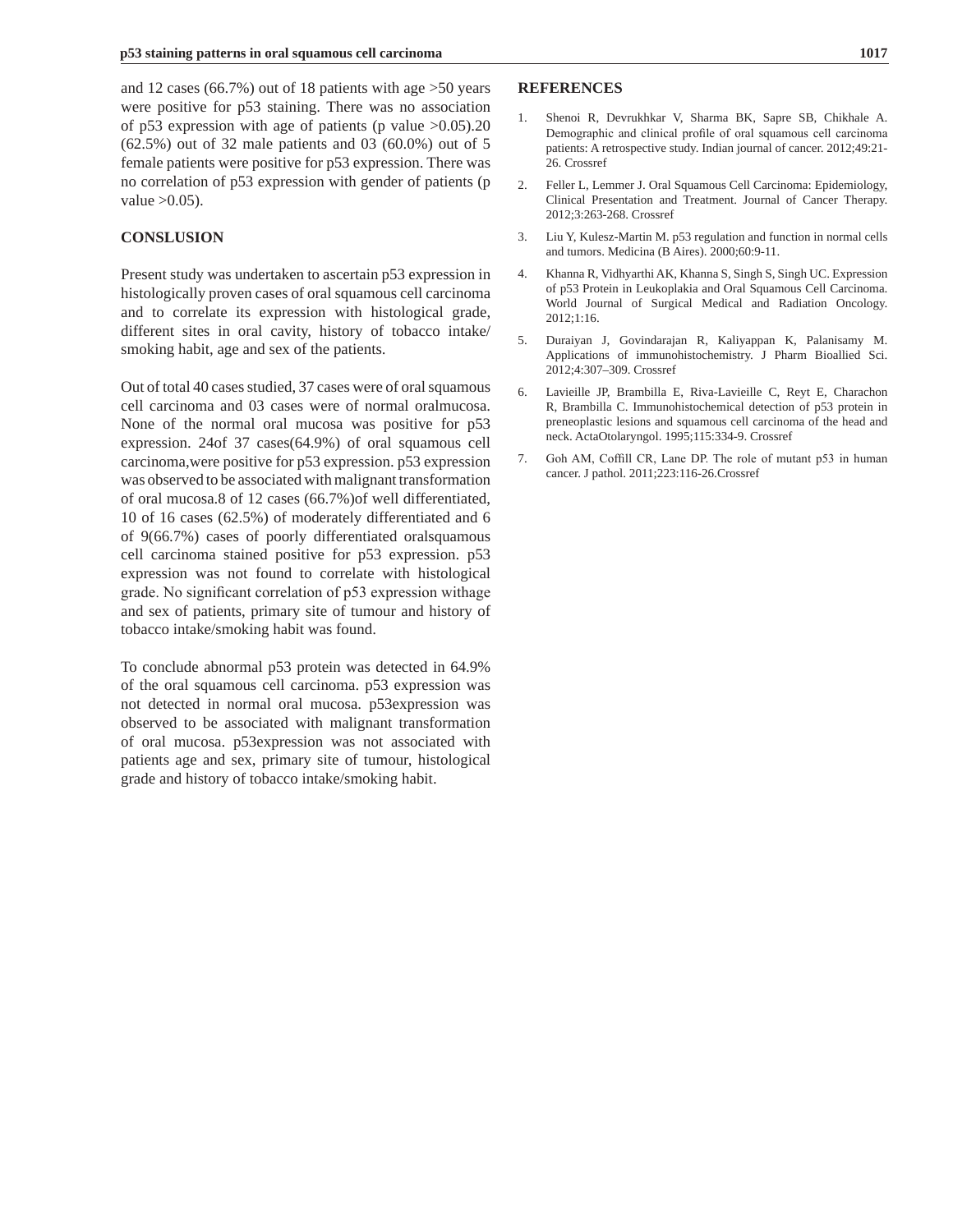and 12 cases (66.7%) out of 18 patients with age >50 years were positive for p53 staining. There was no association of p53 expression with age of patients (p value >0.05).20 (62.5%) out of 32 male patients and 03 (60.0%) out of 5 female patients were positive for p53 expression. There was no correlation of p53 expression with gender of patients (p value >0.05).

## CONSLUSION

Present study was undertaken to ascertain p53 expression in histologically proven cases of oral squamous cell carcinoma and to correlate its expression with histological grade, different sites in oral cavity, history of tobacco intake/ smoking habit, age and sex of the patients.

Out of total 40 cases studied, 37 cases were of oral squamous cell carcinoma and 03 cases were of normal oralmucosa. None of the normal oral mucosa was positive for p53 expression. 24of 37 cases(64.9%) of oral squamous cell carcinoma,were positive for p53 expression. p53 expression was observed to be associated with malignant transformation of oral mucosa.8 of 12 cases (66.7%)of well differentiated, 10 of 16 cases (62.5%) of moderately differentiated and 6 of 9(66.7%) cases of poorly differentiated oralsquamous cell carcinoma stained positive for p53 expression. p53 expression was not found to correlate with histological grade. No significant correlation of p53 expression withage and sex of patients, primary site of tumour and history of tobacco intake/smoking habit was found.

To conclude abnormal p53 protein was detected in 64.9% of the oral squamous cell carcinoma. p53 expression was not detected in normal oral mucosa. p53expression was observed to be associated with malignant transformation of oral mucosa. p53expression was not associated with patients age and sex, primary site of tumour, histological grade and history of tobacco intake/smoking habit.

## REFERENCES

1. Shenoi R, Devrukhkar V, Sharma BK, Sapre SB, Chikhale A. Demographic and clinical profile of oral squamous cell carcinoma patients: A retrospective study. Indian journal of cancer. 2012;49:21-26. Crossref
2. Feller L, Lemmer J. Oral Squamous Cell Carcinoma: Epidemiology, Clinical Presentation and Treatment. Journal of Cancer Therapy. 2012;3:263-268. Crossref
3. Liu Y, Kulesz-Martin M. p53 regulation and function in normal cells and tumors. Medicina (B Aires). 2000;60:9-11.
4. Khanna R, Vidhyarthi AK, Khanna S, Singh S, Singh UC. Expression of p53 Protein in Leukoplakia and Oral Squamous Cell Carcinoma. World Journal of Surgical Medical and Radiation Oncology. 2012;1:16.
5. Duraiyan J, Govindarajan R, Kaliyappan K, Palanisamy M. Applications of immunohistochemistry. J Pharm Bioallied Sci. 2012;4:307–309. Crossref
6. Lavieille JP, Brambilla E, Riva-Lavieille C, Reyt E, Charachon R, Brambilla C. Immunohistochemical detection of p53 protein in preneoplastic lesions and squamous cell carcinoma of the head and neck. ActaOtolaryngol. 1995;115:334-9. Crossref
7. Goh AM, Coffill CR, Lane DP. The role of mutant p53 in human cancer. J pathol. 2011;223:116-26.Crossref